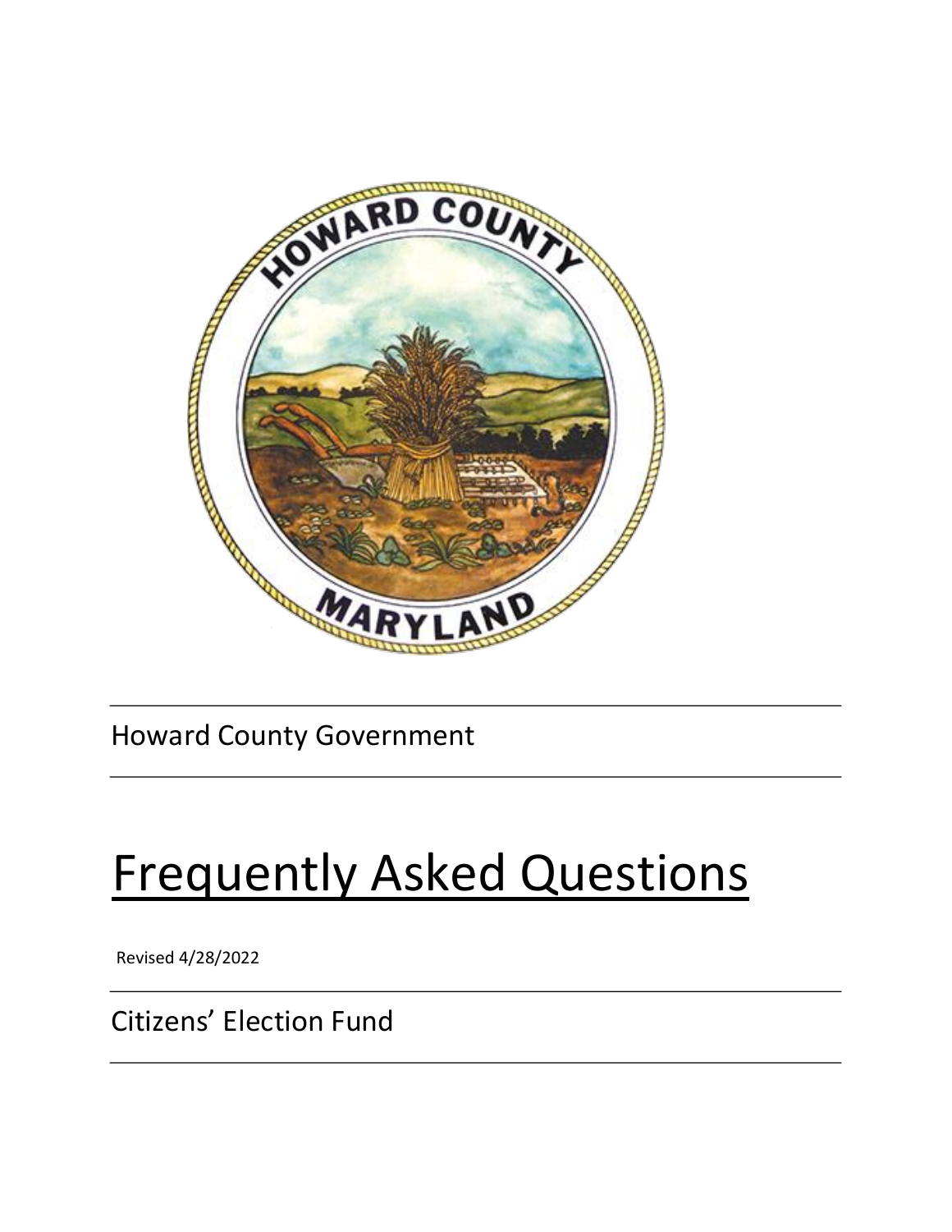Howard County Government

# Frequently Asked Questions

Revised 4/28/2022

Citizens' Election Fund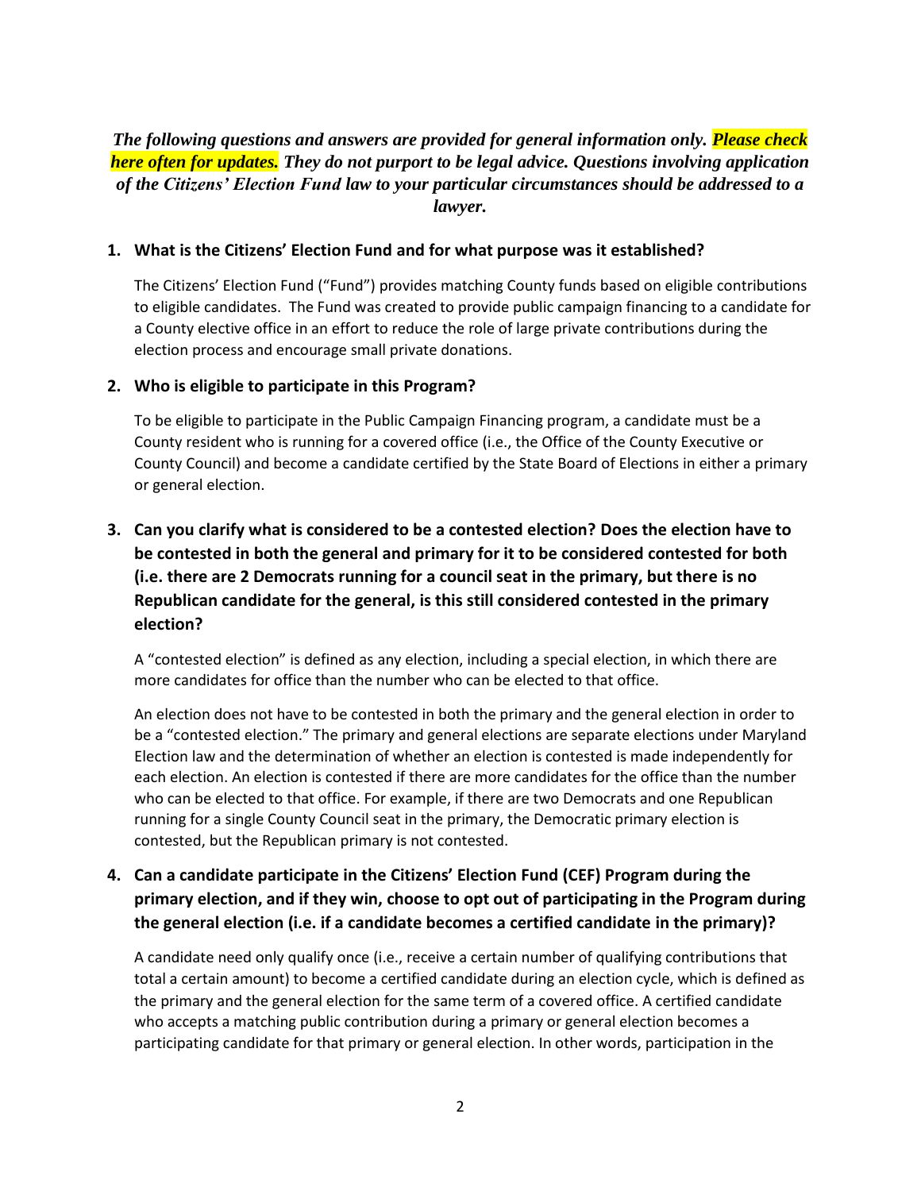***The following questions and answers are provided for general information only. Please check here often for updates. They do not purport to be legal advice. Questions involving application of the Citizens' Election Fund law to your particular circumstances should be addressed to a lawyer.***

1. **What is the Citizens' Election Fund and for what purpose was it established?**

   The Citizens' Election Fund ("Fund") provides matching County funds based on eligible contributions to eligible candidates. The Fund was created to provide public campaign financing to a candidate for a County elective office in an effort to reduce the role of large private contributions during the election process and encourage small private donations.

2. **Who is eligible to participate in this Program?**

   To be eligible to participate in the Public Campaign Financing program, a candidate must be a County resident who is running for a covered office (i.e., the Office of the County Executive or County Council) and become a candidate certified by the State Board of Elections in either a primary or general election.

3. **Can you clarify what is considered to be a contested election? Does the election have to be contested in both the general and primary for it to be considered contested for both (i.e. there are 2 Democrats running for a council seat in the primary, but there is no Republican candidate for the general, is this still considered contested in the primary election?**

   A "contested election" is defined as any election, including a special election, in which there are more candidates for office than the number who can be elected to that office.

   An election does not have to be contested in both the primary and the general election in order to be a "contested election." The primary and general elections are separate elections under Maryland Election law and the determination of whether an election is contested is made independently for each election. An election is contested if there are more candidates for the office than the number who can be elected to that office. For example, if there are two Democrats and one Republican running for a single County Council seat in the primary, the Democratic primary election is contested, but the Republican primary is not contested.

4. **Can a candidate participate in the Citizens' Election Fund (CEF) Program during the primary election, and if they win, choose to opt out of participating in the Program during the general election (i.e. if a candidate becomes a certified candidate in the primary)?**

   A candidate need only qualify once (i.e., receive a certain number of qualifying contributions that total a certain amount) to become a certified candidate during an election cycle, which is defined as the primary and the general election for the same term of a covered office. A certified candidate who accepts a matching public contribution during a primary or general election becomes a participating candidate for that primary or general election. In other words, participation in the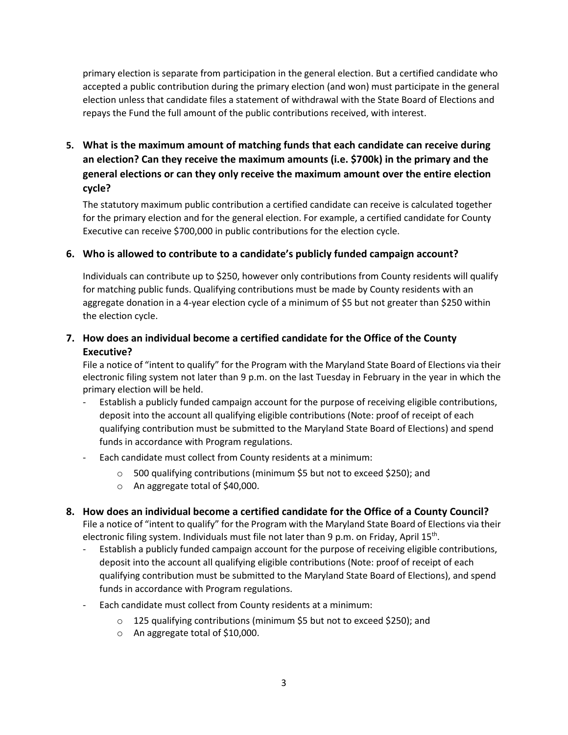primary election is separate from participation in the general election. But a certified candidate who accepted a public contribution during the primary election (and won) must participate in the general election unless that candidate files a statement of withdrawal with the State Board of Elections and repays the Fund the full amount of the public contributions received, with interest.

**5. What is the maximum amount of matching funds that each candidate can receive during an election? Can they receive the maximum amounts (i.e. $700k) in the primary and the general elections or can they only receive the maximum amount over the entire election cycle?**

The statutory maximum public contribution a certified candidate can receive is calculated together for the primary election and for the general election. For example, a certified candidate for County Executive can receive $700,000 in public contributions for the election cycle.

**6. Who is allowed to contribute to a candidate's publicly funded campaign account?**

Individuals can contribute up to $250, however only contributions from County residents will qualify for matching public funds. Qualifying contributions must be made by County residents with an aggregate donation in a 4-year election cycle of a minimum of $5 but not greater than $250 within the election cycle.

**7. How does an individual become a certified candidate for the Office of the County Executive?**

File a notice of "intent to qualify" for the Program with the Maryland State Board of Elections via their electronic filing system not later than 9 p.m. on the last Tuesday in February in the year in which the primary election will be held.

- Establish a publicly funded campaign account for the purpose of receiving eligible contributions, deposit into the account all qualifying eligible contributions (Note: proof of receipt of each qualifying contribution must be submitted to the Maryland State Board of Elections) and spend funds in accordance with Program regulations.
- Each candidate must collect from County residents at a minimum:
  - 500 qualifying contributions (minimum $5 but not to exceed $250); and
  - An aggregate total of $40,000.

**8. How does an individual become a certified candidate for the Office of a County Council?**

File a notice of "intent to qualify" for the Program with the Maryland State Board of Elections via their electronic filing system. Individuals must file not later than 9 p.m. on Friday, April 15th.

- Establish a publicly funded campaign account for the purpose of receiving eligible contributions, deposit into the account all qualifying eligible contributions (Note: proof of receipt of each qualifying contribution must be submitted to the Maryland State Board of Elections), and spend funds in accordance with Program regulations.
- Each candidate must collect from County residents at a minimum:
  - 125 qualifying contributions (minimum $5 but not to exceed $250); and
  - An aggregate total of $10,000.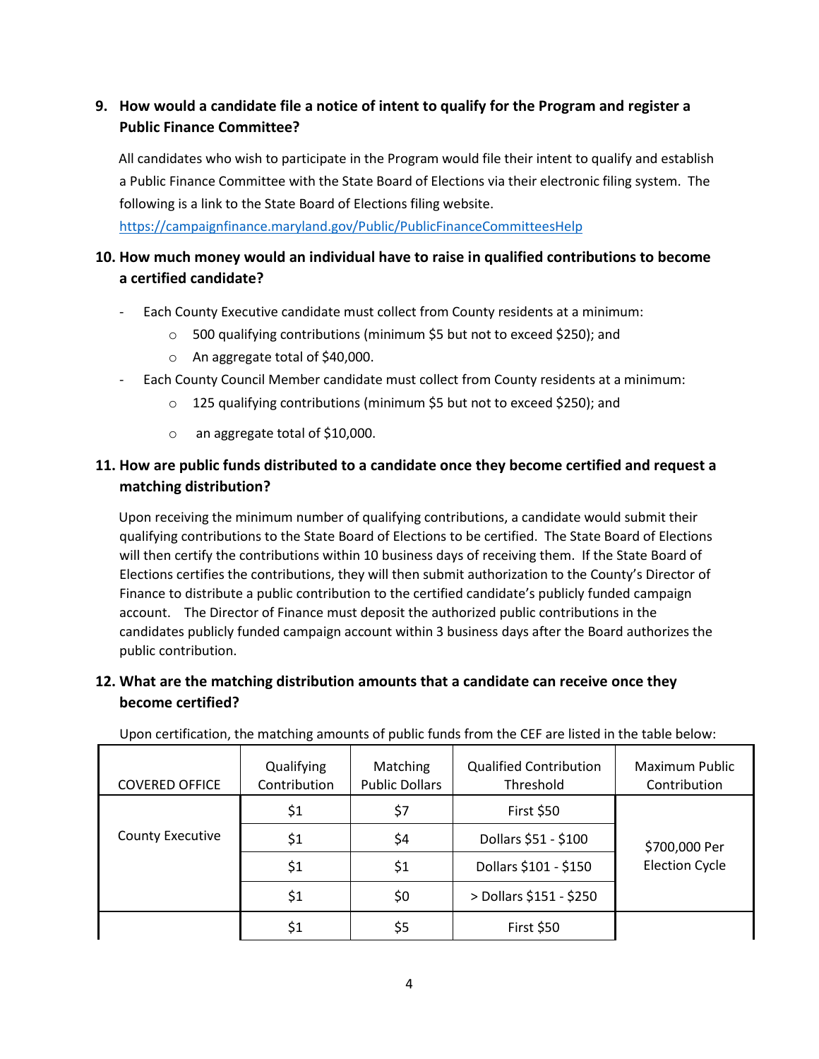**9. How would a candidate file a notice of intent to qualify for the Program and register a Public Finance Committee?**

All candidates who wish to participate in the Program would file their intent to qualify and establish a Public Finance Committee with the State Board of Elections via their electronic filing system. The following is a link to the State Board of Elections filing website.
https://campaignfinance.maryland.gov/Public/PublicFinanceCommitteesHelp

**10. How much money would an individual have to raise in qualified contributions to become a certified candidate?**

- Each County Executive candidate must collect from County residents at a minimum:
  - 500 qualifying contributions (minimum $5 but not to exceed $250); and
  - An aggregate total of $40,000.
- Each County Council Member candidate must collect from County residents at a minimum:
  - 125 qualifying contributions (minimum $5 but not to exceed $250); and
  - an aggregate total of $10,000.

**11. How are public funds distributed to a candidate once they become certified and request a matching distribution?**

Upon receiving the minimum number of qualifying contributions, a candidate would submit their qualifying contributions to the State Board of Elections to be certified. The State Board of Elections will then certify the contributions within 10 business days of receiving them. If the State Board of Elections certifies the contributions, they will then submit authorization to the County's Director of Finance to distribute a public contribution to the certified candidate's publicly funded campaign account. The Director of Finance must deposit the authorized public contributions in the candidates publicly funded campaign account within 3 business days after the Board authorizes the public contribution.

**12. What are the matching distribution amounts that a candidate can receive once they become certified?**

Upon certification, the matching amounts of public funds from the CEF are listed in the table below:

| COVERED OFFICE | Qualifying Contribution | Matching Public Dollars | Qualified Contribution Threshold | Maximum Public Contribution |
|---|---|---|---|---|
| County Executive | $1 | $7 | First $50 | $700,000 Per Election Cycle |
| | $1 | $4 | Dollars $51 - $100 | |
| | $1 | $1 | Dollars $101 - $150 | |
| | $1 | $0 | > Dollars $151 - $250 | |
| | $1 | $5 | First $50 | |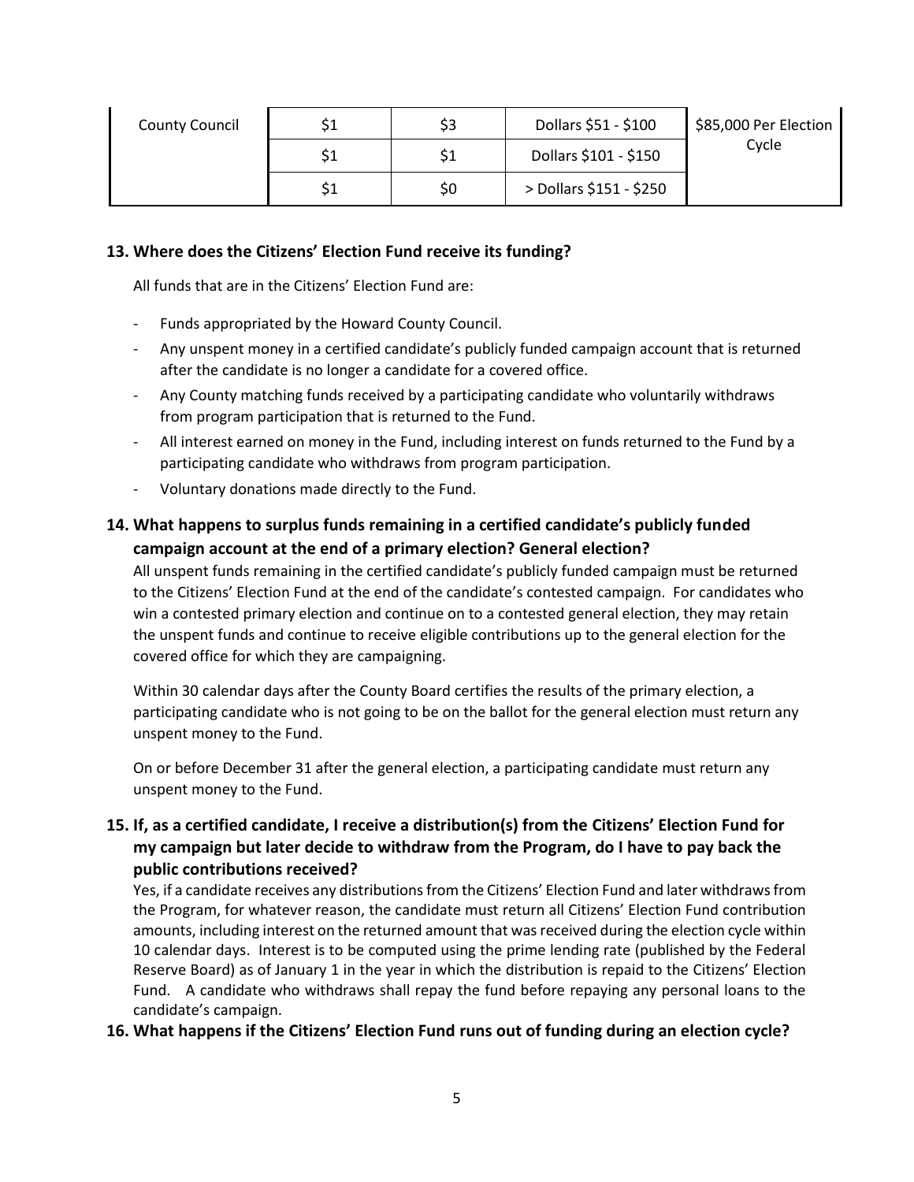| County Council | $1 | $3 | Dollars $51 - $100 | $85,000 Per Election Cycle |
|---|---|---|---|---|
| | $1 | $1 | Dollars $101 - $150 | |
| | $1 | $0 | > Dollars $151 - $250 | |

### 13. Where does the Citizens' Election Fund receive its funding?

All funds that are in the Citizens' Election Fund are:

- Funds appropriated by the Howard County Council.
- Any unspent money in a certified candidate's publicly funded campaign account that is returned after the candidate is no longer a candidate for a covered office.
- Any County matching funds received by a participating candidate who voluntarily withdraws from program participation that is returned to the Fund.
- All interest earned on money in the Fund, including interest on funds returned to the Fund by a participating candidate who withdraws from program participation.
- Voluntary donations made directly to the Fund.

### 14. What happens to surplus funds remaining in a certified candidate's publicly funded campaign account at the end of a primary election? General election?

All unspent funds remaining in the certified candidate's publicly funded campaign must be returned to the Citizens' Election Fund at the end of the candidate's contested campaign. For candidates who win a contested primary election and continue on to a contested general election, they may retain the unspent funds and continue to receive eligible contributions up to the general election for the covered office for which they are campaigning.

Within 30 calendar days after the County Board certifies the results of the primary election, a participating candidate who is not going to be on the ballot for the general election must return any unspent money to the Fund.

On or before December 31 after the general election, a participating candidate must return any unspent money to the Fund.

### 15. If, as a certified candidate, I receive a distribution(s) from the Citizens' Election Fund for my campaign but later decide to withdraw from the Program, do I have to pay back the public contributions received?

Yes, if a candidate receives any distributions from the Citizens' Election Fund and later withdraws from the Program, for whatever reason, the candidate must return all Citizens' Election Fund contribution amounts, including interest on the returned amount that was received during the election cycle within 10 calendar days. Interest is to be computed using the prime lending rate (published by the Federal Reserve Board) as of January 1 in the year in which the distribution is repaid to the Citizens' Election Fund. A candidate who withdraws shall repay the fund before repaying any personal loans to the candidate's campaign.

### 16. What happens if the Citizens' Election Fund runs out of funding during an election cycle?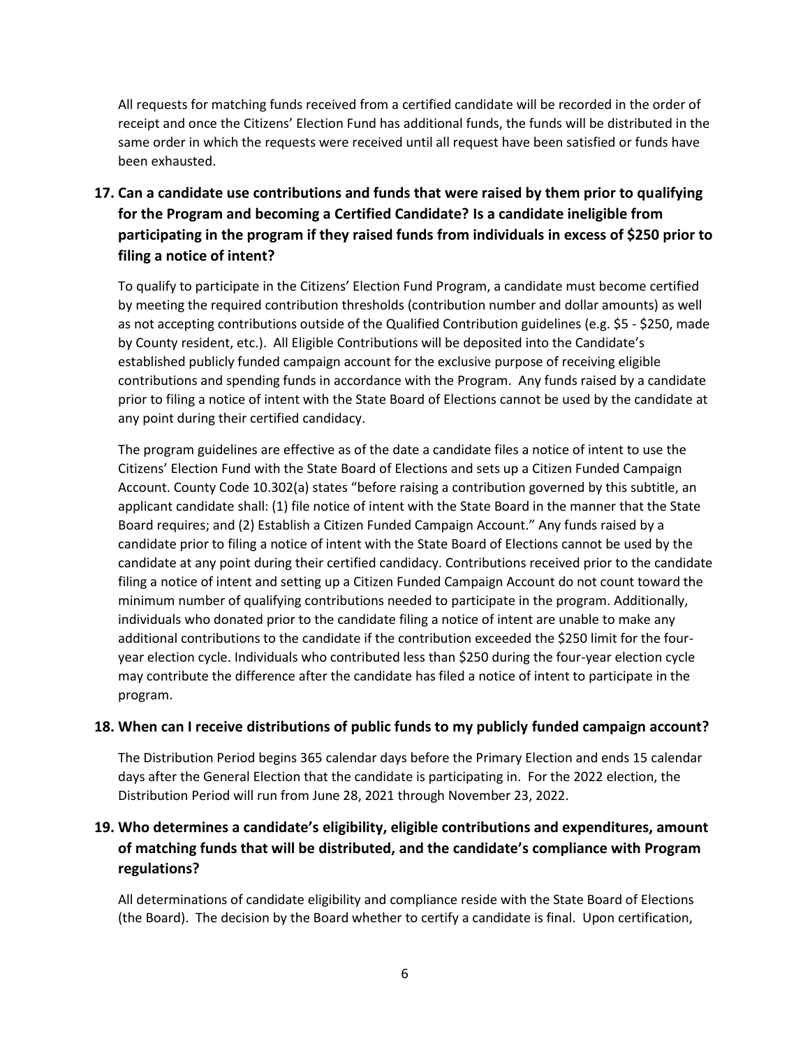All requests for matching funds received from a certified candidate will be recorded in the order of receipt and once the Citizens' Election Fund has additional funds, the funds will be distributed in the same order in which the requests were received until all request have been satisfied or funds have been exhausted.

## 17. Can a candidate use contributions and funds that were raised by them prior to qualifying for the Program and becoming a Certified Candidate? Is a candidate ineligible from participating in the program if they raised funds from individuals in excess of $250 prior to filing a notice of intent?

To qualify to participate in the Citizens' Election Fund Program, a candidate must become certified by meeting the required contribution thresholds (contribution number and dollar amounts) as well as not accepting contributions outside of the Qualified Contribution guidelines (e.g. $5 - $250, made by County resident, etc.). All Eligible Contributions will be deposited into the Candidate's established publicly funded campaign account for the exclusive purpose of receiving eligible contributions and spending funds in accordance with the Program. Any funds raised by a candidate prior to filing a notice of intent with the State Board of Elections cannot be used by the candidate at any point during their certified candidacy.

The program guidelines are effective as of the date a candidate files a notice of intent to use the Citizens' Election Fund with the State Board of Elections and sets up a Citizen Funded Campaign Account. County Code 10.302(a) states "before raising a contribution governed by this subtitle, an applicant candidate shall: (1) file notice of intent with the State Board in the manner that the State Board requires; and (2) Establish a Citizen Funded Campaign Account." Any funds raised by a candidate prior to filing a notice of intent with the State Board of Elections cannot be used by the candidate at any point during their certified candidacy. Contributions received prior to the candidate filing a notice of intent and setting up a Citizen Funded Campaign Account do not count toward the minimum number of qualifying contributions needed to participate in the program. Additionally, individuals who donated prior to the candidate filing a notice of intent are unable to make any additional contributions to the candidate if the contribution exceeded the $250 limit for the four-year election cycle. Individuals who contributed less than $250 during the four-year election cycle may contribute the difference after the candidate has filed a notice of intent to participate in the program.

## 18. When can I receive distributions of public funds to my publicly funded campaign account?

The Distribution Period begins 365 calendar days before the Primary Election and ends 15 calendar days after the General Election that the candidate is participating in. For the 2022 election, the Distribution Period will run from June 28, 2021 through November 23, 2022.

## 19. Who determines a candidate's eligibility, eligible contributions and expenditures, amount of matching funds that will be distributed, and the candidate's compliance with Program regulations?

All determinations of candidate eligibility and compliance reside with the State Board of Elections (the Board). The decision by the Board whether to certify a candidate is final. Upon certification,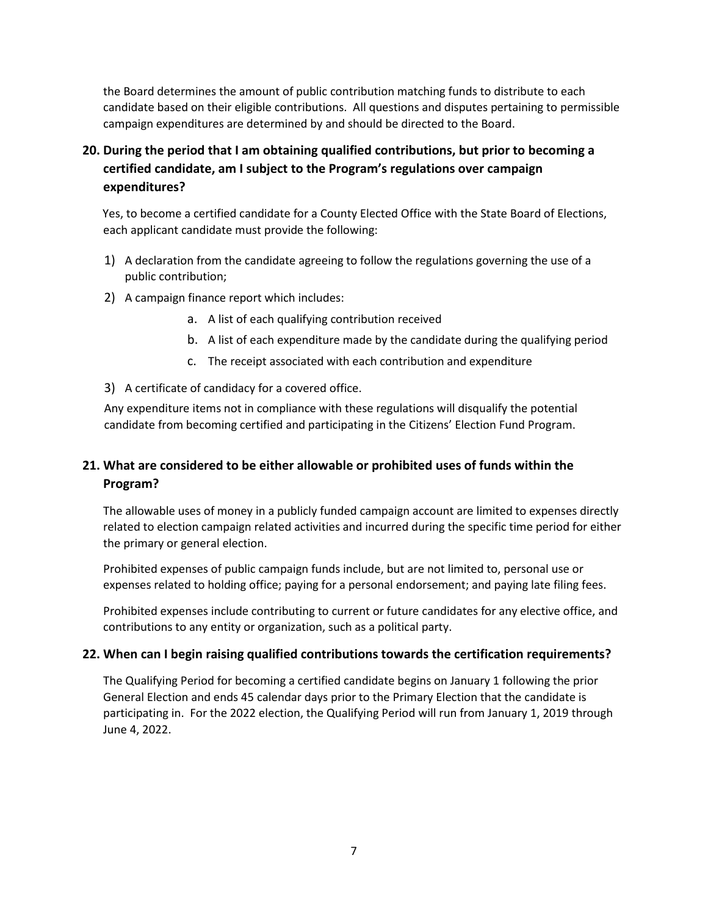the Board determines the amount of public contribution matching funds to distribute to each candidate based on their eligible contributions. All questions and disputes pertaining to permissible campaign expenditures are determined by and should be directed to the Board.

### 20. During the period that I am obtaining qualified contributions, but prior to becoming a certified candidate, am I subject to the Program's regulations over campaign expenditures?

Yes, to become a certified candidate for a County Elected Office with the State Board of Elections, each applicant candidate must provide the following:

1) A declaration from the candidate agreeing to follow the regulations governing the use of a public contribution;
2) A campaign finance report which includes:
    a. A list of each qualifying contribution received
    b. A list of each expenditure made by the candidate during the qualifying period
    c. The receipt associated with each contribution and expenditure
3) A certificate of candidacy for a covered office.

Any expenditure items not in compliance with these regulations will disqualify the potential candidate from becoming certified and participating in the Citizens' Election Fund Program.

### 21. What are considered to be either allowable or prohibited uses of funds within the Program?

The allowable uses of money in a publicly funded campaign account are limited to expenses directly related to election campaign related activities and incurred during the specific time period for either the primary or general election.

Prohibited expenses of public campaign funds include, but are not limited to, personal use or expenses related to holding office; paying for a personal endorsement; and paying late filing fees.

Prohibited expenses include contributing to current or future candidates for any elective office, and contributions to any entity or organization, such as a political party.

### 22. When can I begin raising qualified contributions towards the certification requirements?

The Qualifying Period for becoming a certified candidate begins on January 1 following the prior General Election and ends 45 calendar days prior to the Primary Election that the candidate is participating in. For the 2022 election, the Qualifying Period will run from January 1, 2019 through June 4, 2022.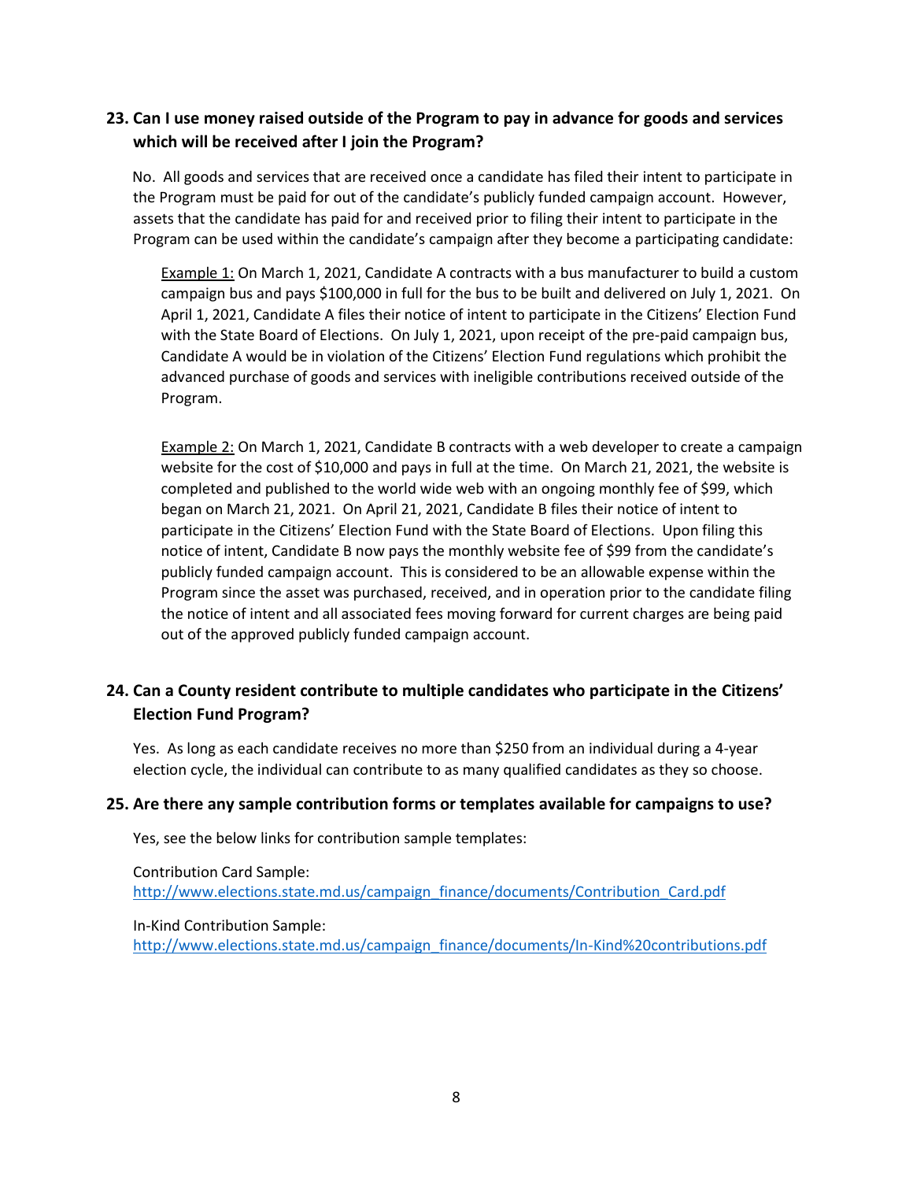### 23. Can I use money raised outside of the Program to pay in advance for goods and services which will be received after I join the Program?

No. All goods and services that are received once a candidate has filed their intent to participate in the Program must be paid for out of the candidate's publicly funded campaign account. However, assets that the candidate has paid for and received prior to filing their intent to participate in the Program can be used within the candidate's campaign after they become a participating candidate:

Example 1: On March 1, 2021, Candidate A contracts with a bus manufacturer to build a custom campaign bus and pays $100,000 in full for the bus to be built and delivered on July 1, 2021. On April 1, 2021, Candidate A files their notice of intent to participate in the Citizens' Election Fund with the State Board of Elections. On July 1, 2021, upon receipt of the pre-paid campaign bus, Candidate A would be in violation of the Citizens' Election Fund regulations which prohibit the advanced purchase of goods and services with ineligible contributions received outside of the Program.

Example 2: On March 1, 2021, Candidate B contracts with a web developer to create a campaign website for the cost of $10,000 and pays in full at the time. On March 21, 2021, the website is completed and published to the world wide web with an ongoing monthly fee of $99, which began on March 21, 2021. On April 21, 2021, Candidate B files their notice of intent to participate in the Citizens' Election Fund with the State Board of Elections. Upon filing this notice of intent, Candidate B now pays the monthly website fee of $99 from the candidate's publicly funded campaign account. This is considered to be an allowable expense within the Program since the asset was purchased, received, and in operation prior to the candidate filing the notice of intent and all associated fees moving forward for current charges are being paid out of the approved publicly funded campaign account.

### 24. Can a County resident contribute to multiple candidates who participate in the Citizens' Election Fund Program?

Yes. As long as each candidate receives no more than $250 from an individual during a 4-year election cycle, the individual can contribute to as many qualified candidates as they so choose.

### 25. Are there any sample contribution forms or templates available for campaigns to use?

Yes, see the below links for contribution sample templates:

Contribution Card Sample:
http://www.elections.state.md.us/campaign_finance/documents/Contribution_Card.pdf

In-Kind Contribution Sample:
http://www.elections.state.md.us/campaign_finance/documents/In-Kind%20contributions.pdf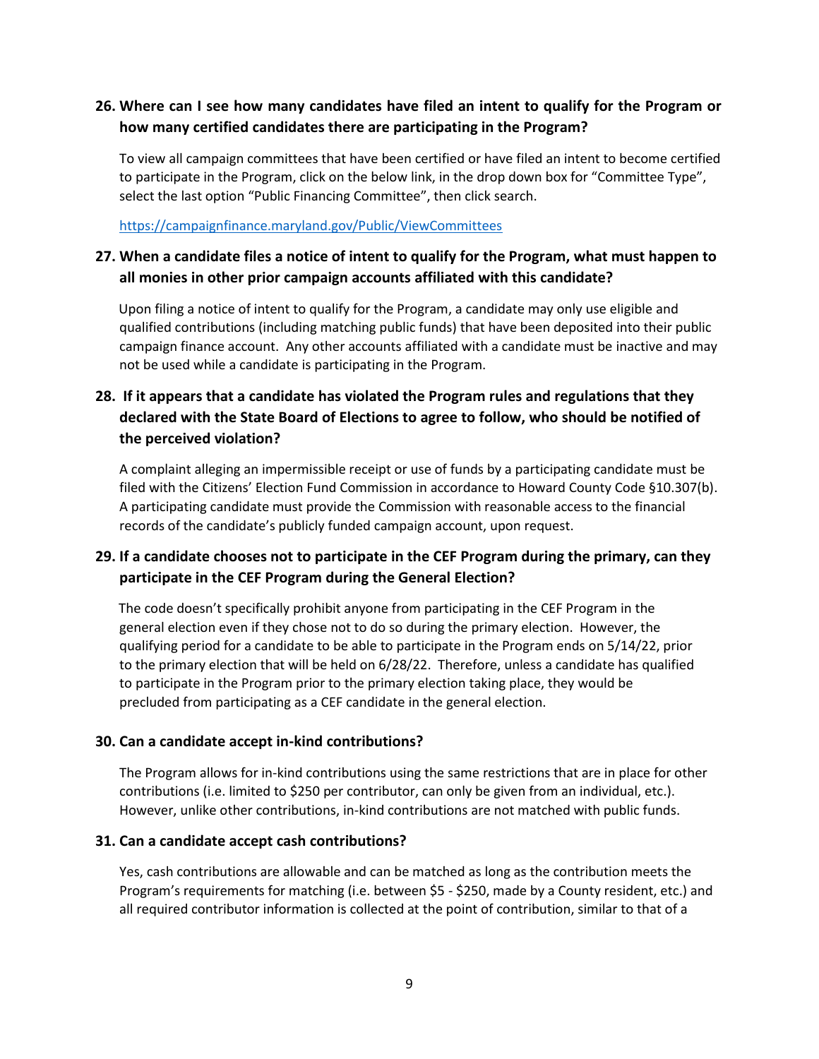**26. Where can I see how many candidates have filed an intent to qualify for the Program or how many certified candidates there are participating in the Program?**

To view all campaign committees that have been certified or have filed an intent to become certified to participate in the Program, click on the below link, in the drop down box for "Committee Type", select the last option "Public Financing Committee", then click search.

https://campaignfinance.maryland.gov/Public/ViewCommittees

**27. When a candidate files a notice of intent to qualify for the Program, what must happen to all monies in other prior campaign accounts affiliated with this candidate?**

Upon filing a notice of intent to qualify for the Program, a candidate may only use eligible and qualified contributions (including matching public funds) that have been deposited into their public campaign finance account. Any other accounts affiliated with a candidate must be inactive and may not be used while a candidate is participating in the Program.

**28. If it appears that a candidate has violated the Program rules and regulations that they declared with the State Board of Elections to agree to follow, who should be notified of the perceived violation?**

A complaint alleging an impermissible receipt or use of funds by a participating candidate must be filed with the Citizens' Election Fund Commission in accordance to Howard County Code §10.307(b). A participating candidate must provide the Commission with reasonable access to the financial records of the candidate's publicly funded campaign account, upon request.

**29. If a candidate chooses not to participate in the CEF Program during the primary, can they participate in the CEF Program during the General Election?**

The code doesn't specifically prohibit anyone from participating in the CEF Program in the general election even if they chose not to do so during the primary election. However, the qualifying period for a candidate to be able to participate in the Program ends on 5/14/22, prior to the primary election that will be held on 6/28/22. Therefore, unless a candidate has qualified to participate in the Program prior to the primary election taking place, they would be precluded from participating as a CEF candidate in the general election.

**30. Can a candidate accept in-kind contributions?**

The Program allows for in-kind contributions using the same restrictions that are in place for other contributions (i.e. limited to $250 per contributor, can only be given from an individual, etc.). However, unlike other contributions, in-kind contributions are not matched with public funds.

**31. Can a candidate accept cash contributions?**

Yes, cash contributions are allowable and can be matched as long as the contribution meets the Program's requirements for matching (i.e. between $5 - $250, made by a County resident, etc.) and all required contributor information is collected at the point of contribution, similar to that of a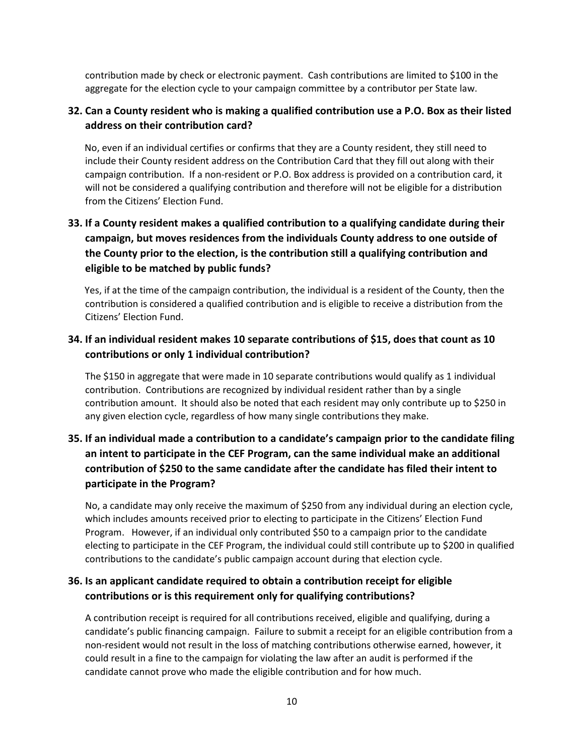contribution made by check or electronic payment. Cash contributions are limited to $100 in the aggregate for the election cycle to your campaign committee by a contributor per State law.

### 32. Can a County resident who is making a qualified contribution use a P.O. Box as their listed address on their contribution card?

No, even if an individual certifies or confirms that they are a County resident, they still need to include their County resident address on the Contribution Card that they fill out along with their campaign contribution. If a non-resident or P.O. Box address is provided on a contribution card, it will not be considered a qualifying contribution and therefore will not be eligible for a distribution from the Citizens' Election Fund.

### 33. If a County resident makes a qualified contribution to a qualifying candidate during their campaign, but moves residences from the individuals County address to one outside of the County prior to the election, is the contribution still a qualifying contribution and eligible to be matched by public funds?

Yes, if at the time of the campaign contribution, the individual is a resident of the County, then the contribution is considered a qualified contribution and is eligible to receive a distribution from the Citizens' Election Fund.

### 34. If an individual resident makes 10 separate contributions of $15, does that count as 10 contributions or only 1 individual contribution?

The $150 in aggregate that were made in 10 separate contributions would qualify as 1 individual contribution. Contributions are recognized by individual resident rather than by a single contribution amount. It should also be noted that each resident may only contribute up to $250 in any given election cycle, regardless of how many single contributions they make.

### 35. If an individual made a contribution to a candidate's campaign prior to the candidate filing an intent to participate in the CEF Program, can the same individual make an additional contribution of $250 to the same candidate after the candidate has filed their intent to participate in the Program?

No, a candidate may only receive the maximum of $250 from any individual during an election cycle, which includes amounts received prior to electing to participate in the Citizens' Election Fund Program. However, if an individual only contributed $50 to a campaign prior to the candidate electing to participate in the CEF Program, the individual could still contribute up to $200 in qualified contributions to the candidate's public campaign account during that election cycle.

### 36. Is an applicant candidate required to obtain a contribution receipt for eligible contributions or is this requirement only for qualifying contributions?

A contribution receipt is required for all contributions received, eligible and qualifying, during a candidate's public financing campaign. Failure to submit a receipt for an eligible contribution from a non-resident would not result in the loss of matching contributions otherwise earned, however, it could result in a fine to the campaign for violating the law after an audit is performed if the candidate cannot prove who made the eligible contribution and for how much.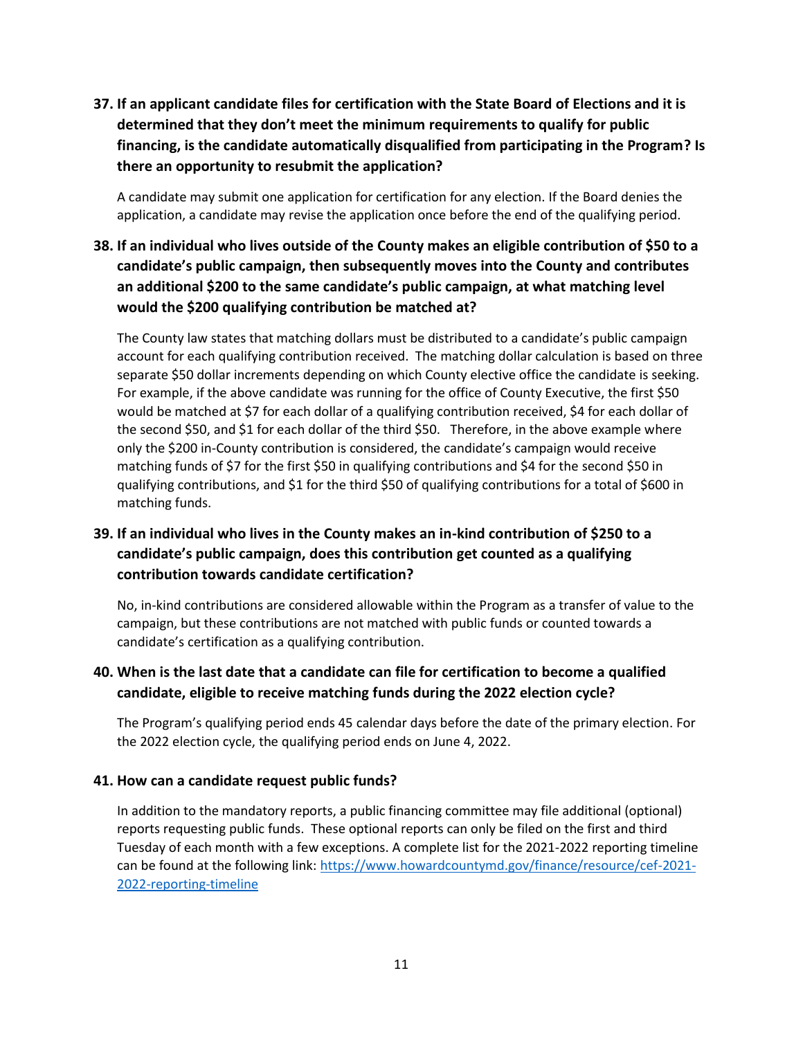**37. If an applicant candidate files for certification with the State Board of Elections and it is determined that they don't meet the minimum requirements to qualify for public financing, is the candidate automatically disqualified from participating in the Program? Is there an opportunity to resubmit the application?**

A candidate may submit one application for certification for any election. If the Board denies the application, a candidate may revise the application once before the end of the qualifying period.

**38. If an individual who lives outside of the County makes an eligible contribution of $50 to a candidate's public campaign, then subsequently moves into the County and contributes an additional $200 to the same candidate's public campaign, at what matching level would the $200 qualifying contribution be matched at?**

The County law states that matching dollars must be distributed to a candidate's public campaign account for each qualifying contribution received. The matching dollar calculation is based on three separate $50 dollar increments depending on which County elective office the candidate is seeking. For example, if the above candidate was running for the office of County Executive, the first $50 would be matched at $7 for each dollar of a qualifying contribution received, $4 for each dollar of the second $50, and $1 for each dollar of the third $50. Therefore, in the above example where only the $200 in-County contribution is considered, the candidate's campaign would receive matching funds of $7 for the first $50 in qualifying contributions and $4 for the second $50 in qualifying contributions, and $1 for the third $50 of qualifying contributions for a total of $600 in matching funds.

**39. If an individual who lives in the County makes an in-kind contribution of $250 to a candidate's public campaign, does this contribution get counted as a qualifying contribution towards candidate certification?**

No, in-kind contributions are considered allowable within the Program as a transfer of value to the campaign, but these contributions are not matched with public funds or counted towards a candidate's certification as a qualifying contribution.

**40. When is the last date that a candidate can file for certification to become a qualified candidate, eligible to receive matching funds during the 2022 election cycle?**

The Program's qualifying period ends 45 calendar days before the date of the primary election. For the 2022 election cycle, the qualifying period ends on June 4, 2022.

**41. How can a candidate request public funds?**

In addition to the mandatory reports, a public financing committee may file additional (optional) reports requesting public funds. These optional reports can only be filed on the first and third Tuesday of each month with a few exceptions. A complete list for the 2021-2022 reporting timeline can be found at the following link: [https://www.howardcountymd.gov/finance/resource/cef-2021-2022-reporting-timeline](https://www.howardcountymd.gov/finance/resource/cef-2021-2022-reporting-timeline)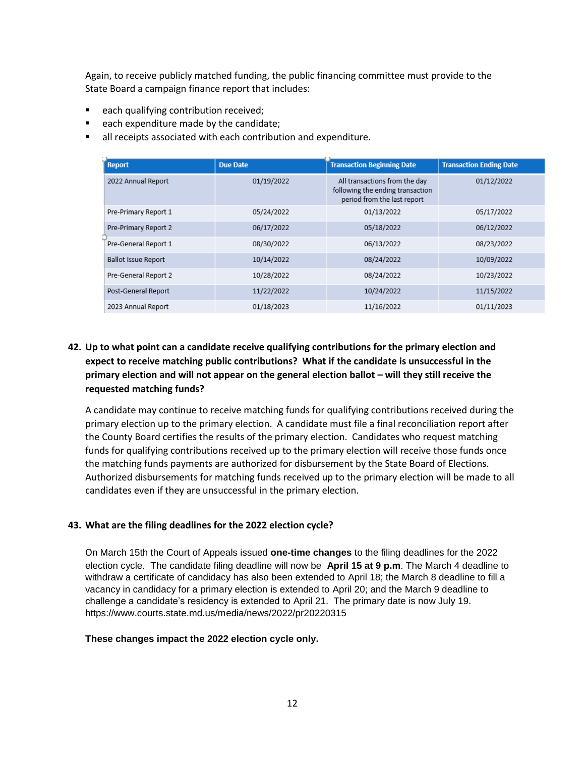Again, to receive publicly matched funding, the public financing committee must provide to the State Board a campaign finance report that includes:

- each qualifying contribution received;
- each expenditure made by the candidate;
- all receipts associated with each contribution and expenditure.

| Report | Due Date | Transaction Beginning Date | Transaction Ending Date |
|---|---|---|---|
| 2022 Annual Report | 01/19/2022 | All transactions from the day following the ending transaction period from the last report | 01/12/2022 |
| Pre-Primary Report 1 | 05/24/2022 | 01/13/2022 | 05/17/2022 |
| Pre-Primary Report 2 | 06/17/2022 | 05/18/2022 | 06/12/2022 |
| Pre-General Report 1 | 08/30/2022 | 06/13/2022 | 08/23/2022 |
| Ballot Issue Report | 10/14/2022 | 08/24/2022 | 10/09/2022 |
| Pre-General Report 2 | 10/28/2022 | 08/24/2022 | 10/23/2022 |
| Post-General Report | 11/22/2022 | 10/24/2022 | 11/15/2022 |
| 2023 Annual Report | 01/18/2023 | 11/16/2022 | 01/11/2023 |

**42. Up to what point can a candidate receive qualifying contributions for the primary election and expect to receive matching public contributions? What if the candidate is unsuccessful in the primary election and will not appear on the general election ballot – will they still receive the requested matching funds?**

A candidate may continue to receive matching funds for qualifying contributions received during the primary election up to the primary election. A candidate must file a final reconciliation report after the County Board certifies the results of the primary election. Candidates who request matching funds for qualifying contributions received up to the primary election will receive those funds once the matching funds payments are authorized for disbursement by the State Board of Elections. Authorized disbursements for matching funds received up to the primary election will be made to all candidates even if they are unsuccessful in the primary election.

**43. What are the filing deadlines for the 2022 election cycle?**

On March 15th the Court of Appeals issued **one-time changes** to the filing deadlines for the 2022 election cycle. The candidate filing deadline will now be **April 15 at 9 p.m**. The March 4 deadline to withdraw a certificate of candidacy has also been extended to April 18; the March 8 deadline to fill a vacancy in candidacy for a primary election is extended to April 20; and the March 9 deadline to challenge a candidate's residency is extended to April 21. The primary date is now July 19. https://www.courts.state.md.us/media/news/2022/pr20220315

**These changes impact the 2022 election cycle only.**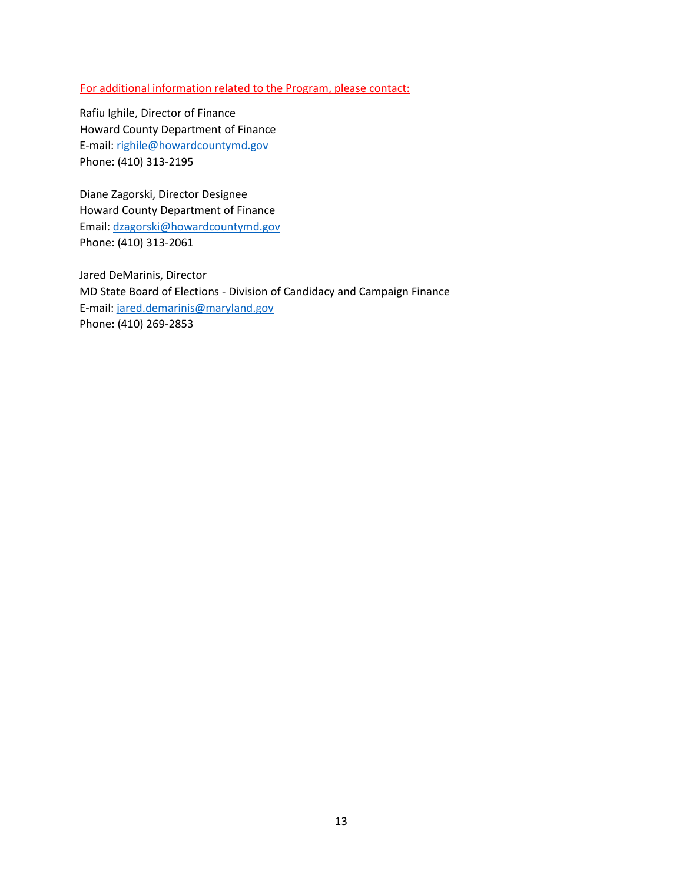For additional information related to the Program, please contact:

Rafiu Ighile, Director of Finance
Howard County Department of Finance
E-mail: righile@howardcountymd.gov
Phone: (410) 313-2195

Diane Zagorski, Director Designee
Howard County Department of Finance
Email: dzagorski@howardcountymd.gov
Phone: (410) 313-2061

Jared DeMarinis, Director
MD State Board of Elections - Division of Candidacy and Campaign Finance
E-mail: jared.demarinis@maryland.gov
Phone: (410) 269-2853